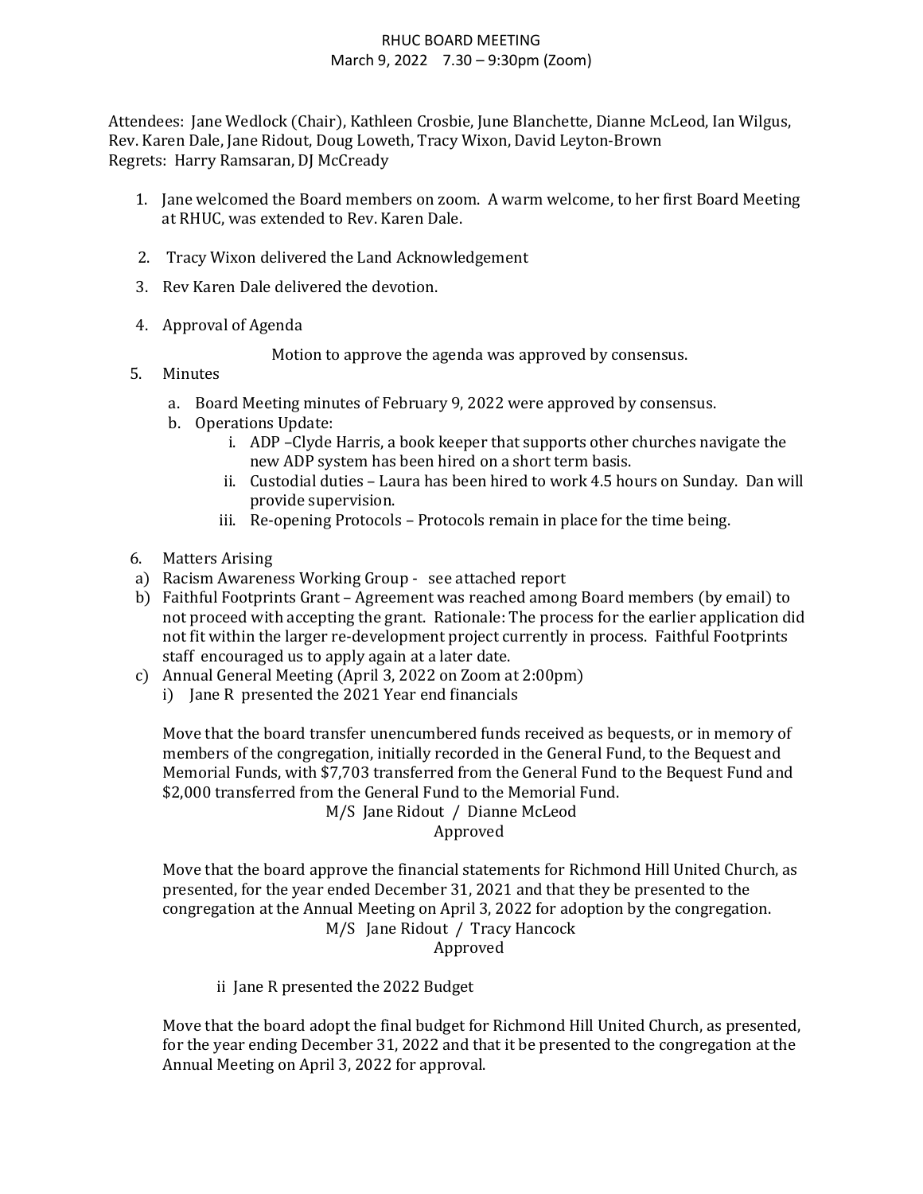# RHUC BOARD MEETING

March 9, 2022 7.30 – 9:30pm (Zoom)

Attendees: Jane Wedlock (Chair), Kathleen Crosbie, June Blanchette, Dianne McLeod, Ian Wilgus, Rev. Karen Dale, Jane Ridout, Doug Loweth, Tracy Wixon, David Leyton-Brown
Regrets: Harry Ramsaran, DJ McCready

1. Jane welcomed the Board members on zoom. A warm welcome, to her first Board Meeting at RHUC, was extended to Rev. Karen Dale.
2. Tracy Wixon delivered the Land Acknowledgement
3. Rev Karen Dale delivered the devotion.
4. Approval of Agenda

   Motion to approve the agenda was approved by consensus.

5. Minutes
   a. Board Meeting minutes of February 9, 2022 were approved by consensus.
   b. Operations Update:
      i. ADP –Clyde Harris, a book keeper that supports other churches navigate the new ADP system has been hired on a short term basis.
      ii. Custodial duties – Laura has been hired to work 4.5 hours on Sunday. Dan will provide supervision.
      iii. Re-opening Protocols – Protocols remain in place for the time being.
6. Matters Arising

a) Racism Awareness Working Group - see attached report

b) Faithful Footprints Grant – Agreement was reached among Board members (by email) to not proceed with accepting the grant. Rationale: The process for the earlier application did not fit within the larger re-development project currently in process. Faithful Footprints staff encouraged us to apply again at a later date.

c) Annual General Meeting (April 3, 2022 on Zoom at 2:00pm)

i) Jane R presented the 2021 Year end financials

Move that the board transfer unencumbered funds received as bequests, or in memory of members of the congregation, initially recorded in the General Fund, to the Bequest and Memorial Funds, with $7,703 transferred from the General Fund to the Bequest Fund and $2,000 transferred from the General Fund to the Memorial Fund.

M/S Jane Ridout / Dianne McLeod

Approved

Move that the board approve the financial statements for Richmond Hill United Church, as presented, for the year ended December 31, 2021 and that they be presented to the congregation at the Annual Meeting on April 3, 2022 for adoption by the congregation.

M/S Jane Ridout / Tracy Hancock

Approved

ii Jane R presented the 2022 Budget

Move that the board adopt the final budget for Richmond Hill United Church, as presented, for the year ending December 31, 2022 and that it be presented to the congregation at the Annual Meeting on April 3, 2022 for approval.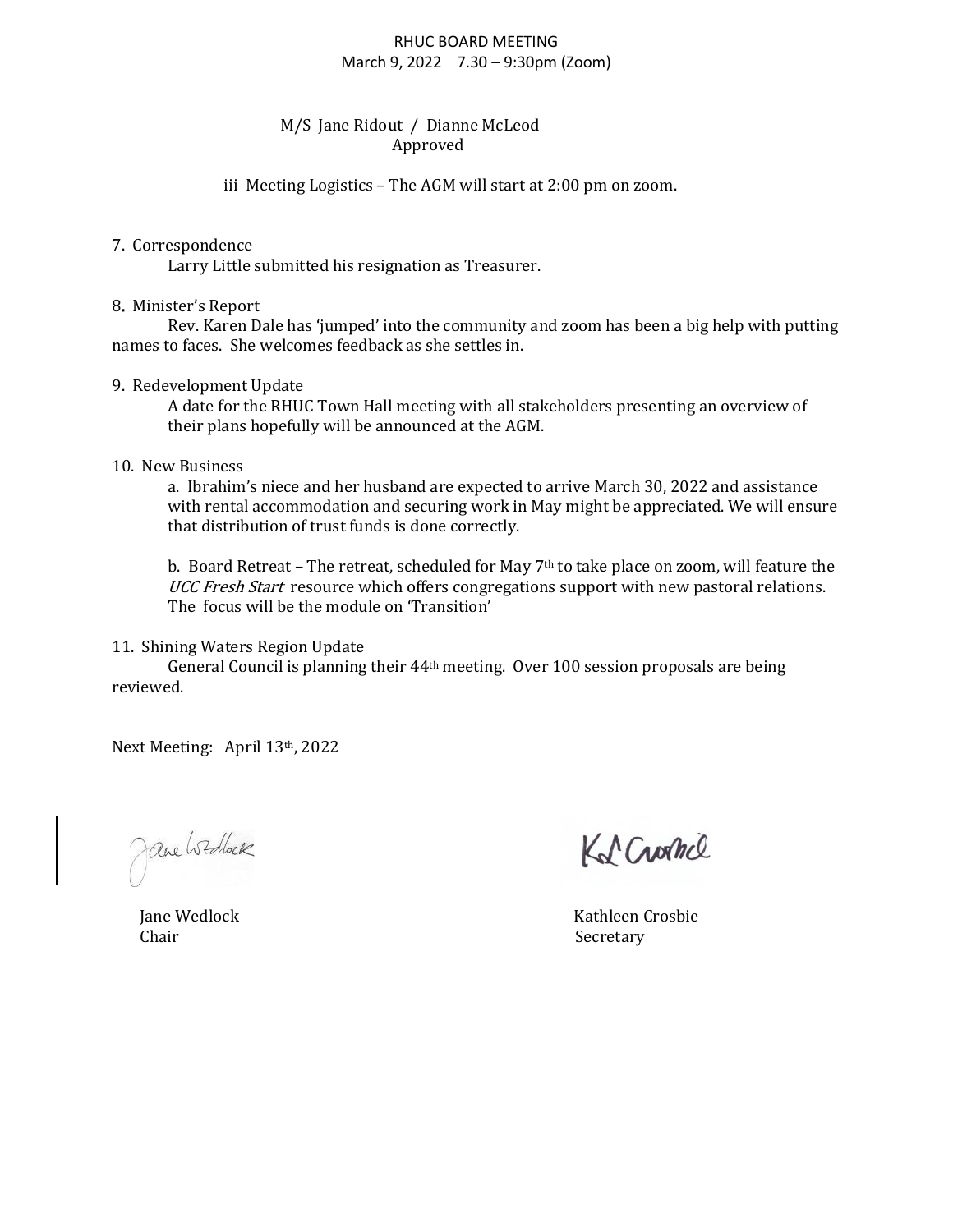RHUC BOARD MEETING
March 9, 2022 7.30 – 9:30pm (Zoom)

M/S Jane Ridout / Dianne McLeod
Approved

iii Meeting Logistics – The AGM will start at 2:00 pm on zoom.

7. Correspondence

Larry Little submitted his resignation as Treasurer.

8. Minister's Report

Rev. Karen Dale has 'jumped' into the community and zoom has been a big help with putting names to faces. She welcomes feedback as she settles in.

9. Redevelopment Update

A date for the RHUC Town Hall meeting with all stakeholders presenting an overview of their plans hopefully will be announced at the AGM.

10. New Business

a. Ibrahim's niece and her husband are expected to arrive March 30, 2022 and assistance with rental accommodation and securing work in May might be appreciated. We will ensure that distribution of trust funds is done correctly.

b. Board Retreat – The retreat, scheduled for May 7th to take place on zoom, will feature the *UCC Fresh Start* resource which offers congregations support with new pastoral relations. The focus will be the module on 'Transition'

11. Shining Waters Region Update

General Council is planning their 44th meeting. Over 100 session proposals are being reviewed.

Next Meeting: April 13th, 2022

Jane Wedlock
Chair

Kathleen Crosbie
Secretary